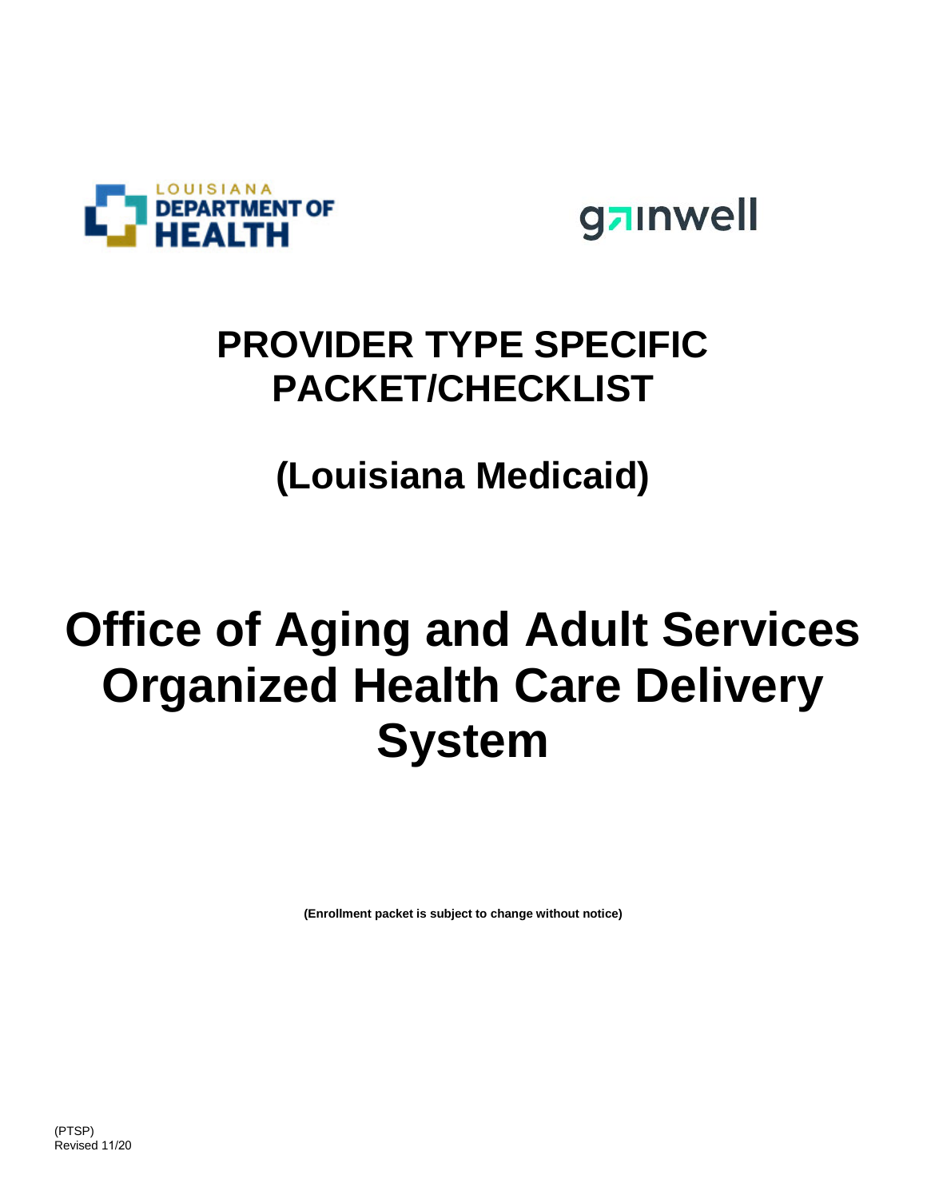LOUISIANA DEPARTMENT OF HEALTH

gainwell

# PROVIDER TYPE SPECIFIC PACKET/CHECKLIST

## (Louisiana Medicaid)

# Office of Aging and Adult Services Organized Health Care Delivery System

**(Enrollment packet is subject to change without notice)**

(PTSP)
Revised 11/20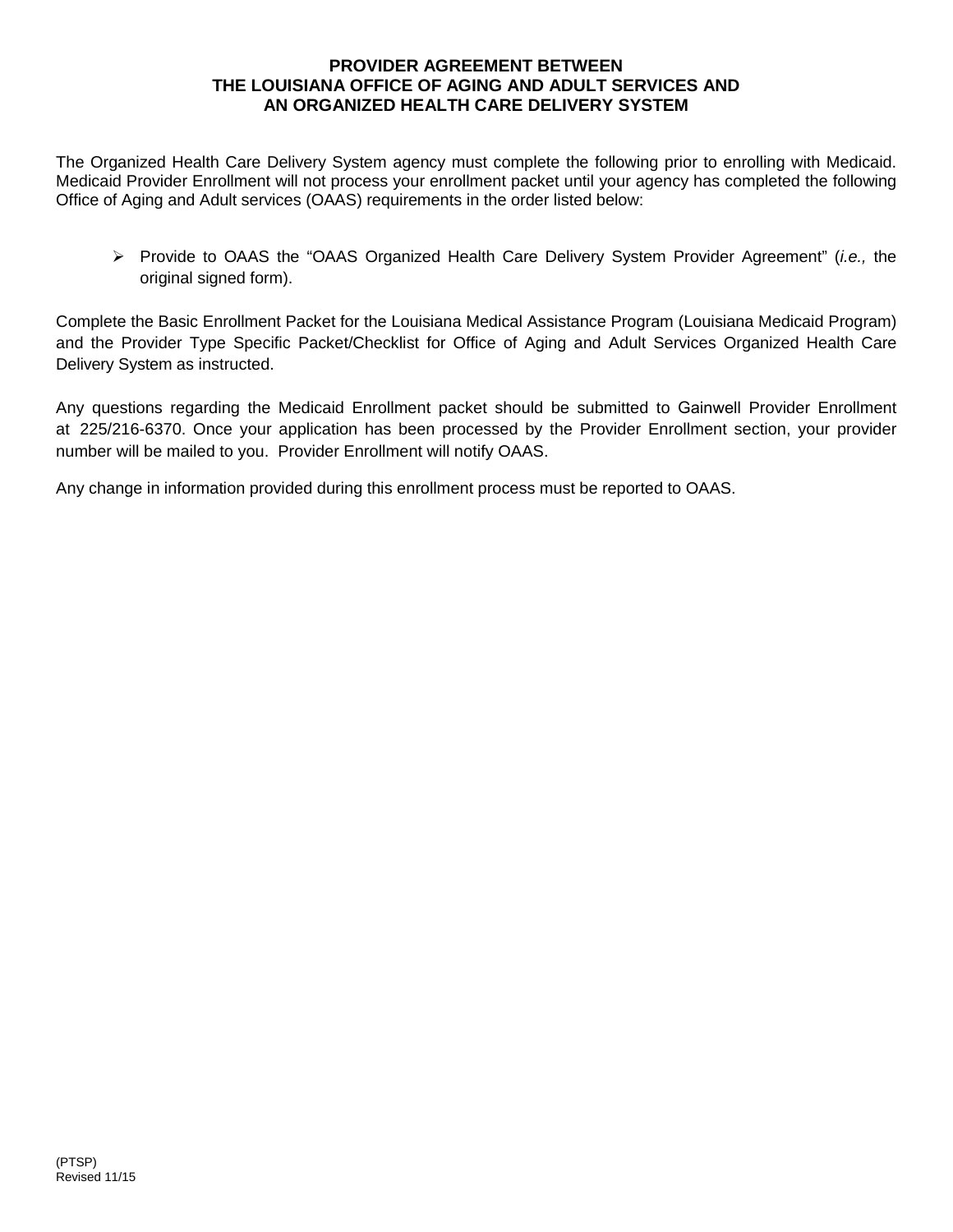**PROVIDER AGREEMENT BETWEEN**
**THE LOUISIANA OFFICE OF AGING AND ADULT SERVICES AND**
**AN ORGANIZED HEALTH CARE DELIVERY SYSTEM**

The Organized Health Care Delivery System agency must complete the following prior to enrolling with Medicaid. Medicaid Provider Enrollment will not process your enrollment packet until your agency has completed the following Office of Aging and Adult services (OAAS) requirements in the order listed below:

- Provide to OAAS the "OAAS Organized Health Care Delivery System Provider Agreement" (*i.e.,* the original signed form).

Complete the Basic Enrollment Packet for the Louisiana Medical Assistance Program (Louisiana Medicaid Program) and the Provider Type Specific Packet/Checklist for Office of Aging and Adult Services Organized Health Care Delivery System as instructed.

Any questions regarding the Medicaid Enrollment packet should be submitted to Gainwell Provider Enrollment at 225/216-6370. Once your application has been processed by the Provider Enrollment section, your provider number will be mailed to you. Provider Enrollment will notify OAAS.

Any change in information provided during this enrollment process must be reported to OAAS.

(PTSP)
Revised 11/15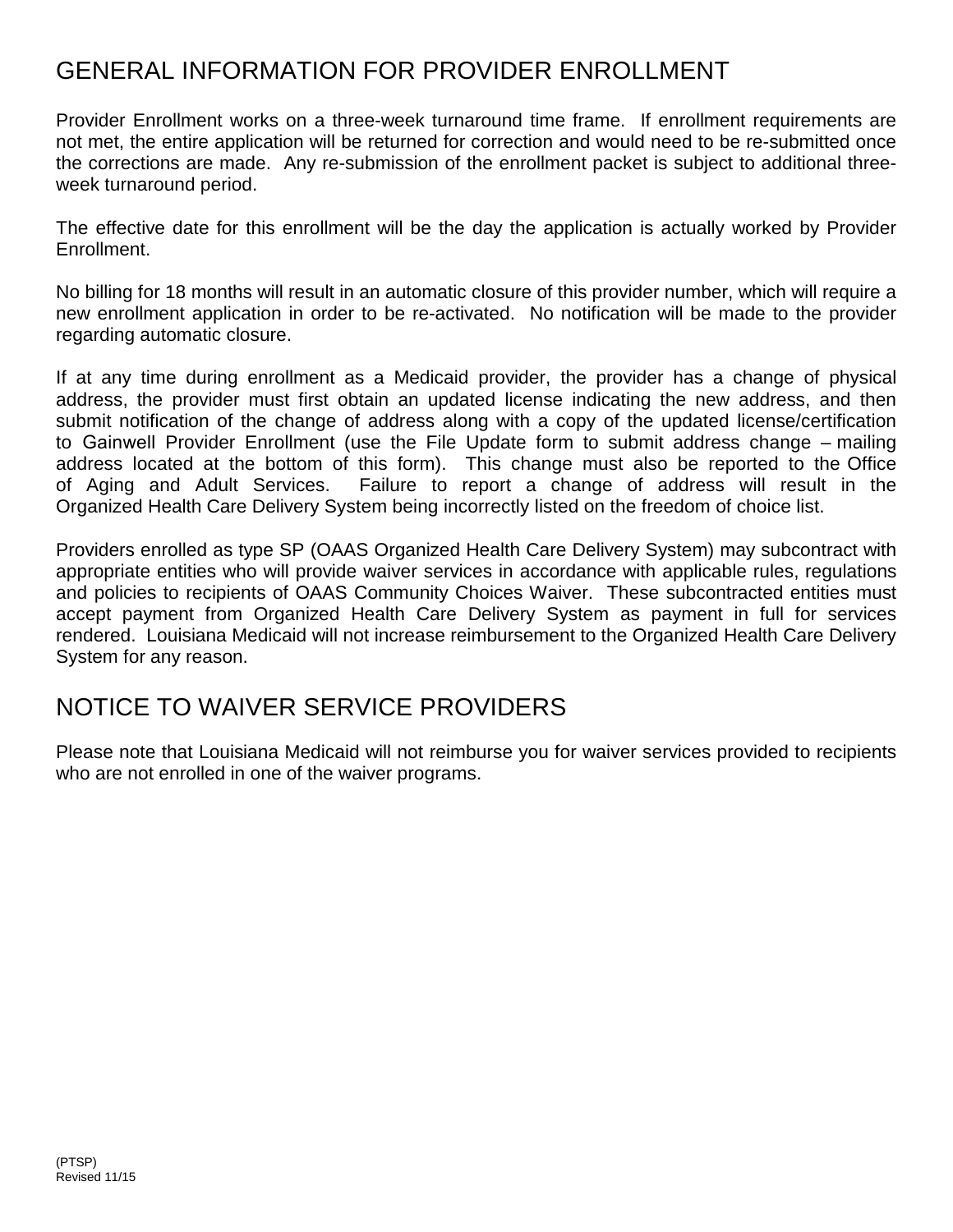## GENERAL INFORMATION FOR PROVIDER ENROLLMENT

Provider Enrollment works on a three-week turnaround time frame. If enrollment requirements are not met, the entire application will be returned for correction and would need to be re-submitted once the corrections are made. Any re-submission of the enrollment packet is subject to additional three-week turnaround period.

The effective date for this enrollment will be the day the application is actually worked by Provider Enrollment.

No billing for 18 months will result in an automatic closure of this provider number, which will require a new enrollment application in order to be re-activated. No notification will be made to the provider regarding automatic closure.

If at any time during enrollment as a Medicaid provider, the provider has a change of physical address, the provider must first obtain an updated license indicating the new address, and then submit notification of the change of address along with a copy of the updated license/certification to Gainwell Provider Enrollment (use the File Update form to submit address change – mailing address located at the bottom of this form). This change must also be reported to the Office of Aging and Adult Services. Failure to report a change of address will result in the Organized Health Care Delivery System being incorrectly listed on the freedom of choice list.

Providers enrolled as type SP (OAAS Organized Health Care Delivery System) may subcontract with appropriate entities who will provide waiver services in accordance with applicable rules, regulations and policies to recipients of OAAS Community Choices Waiver. These subcontracted entities must accept payment from Organized Health Care Delivery System as payment in full for services rendered. Louisiana Medicaid will not increase reimbursement to the Organized Health Care Delivery System for any reason.

## NOTICE TO WAIVER SERVICE PROVIDERS

Please note that Louisiana Medicaid will not reimburse you for waiver services provided to recipients who are not enrolled in one of the waiver programs.

(PTSP)
Revised 11/15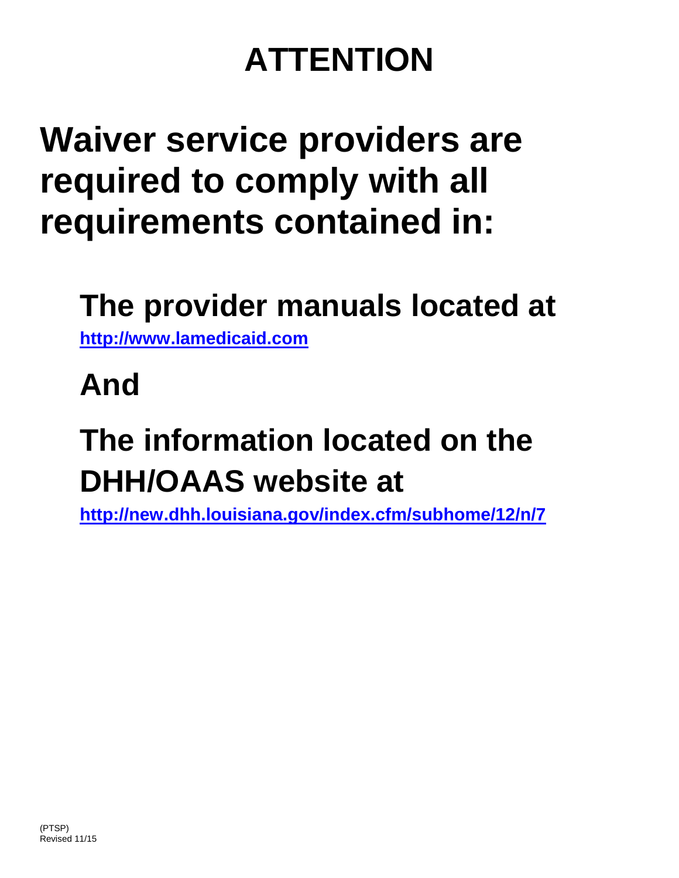# ATTENTION

## Waiver service providers are required to comply with all requirements contained in:

### The provider manuals located at

**http://www.lamedicaid.com**

### And

### The information located on the DHH/OAAS website at

**http://new.dhh.louisiana.gov/index.cfm/subhome/12/n/7**

(PTSP)
Revised 11/15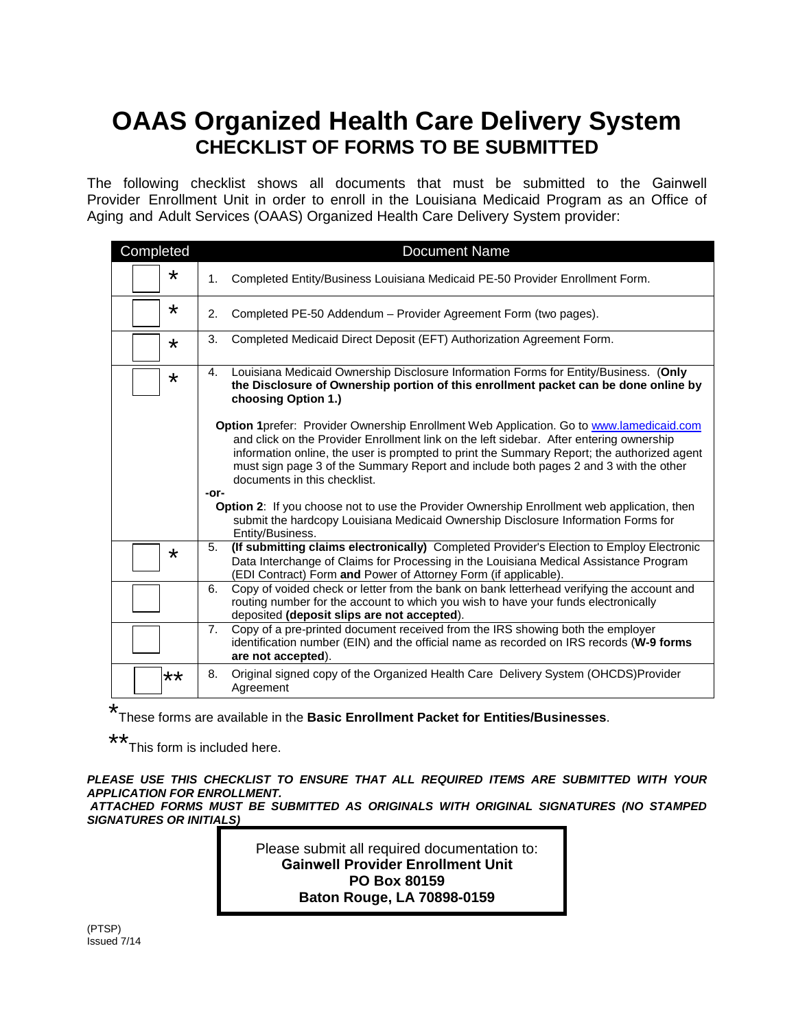# OAAS Organized Health Care Delivery System

## CHECKLIST OF FORMS TO BE SUBMITTED

The following checklist shows all documents that must be submitted to the Gainwell Provider Enrollment Unit in order to enroll in the Louisiana Medicaid Program as an Office of Aging and Adult Services (OAAS) Organized Health Care Delivery System provider:

| Completed | Document Name |
|---|---|
| ☐ * | 1. Completed Entity/Business Louisiana Medicaid PE-50 Provider Enrollment Form. |
| ☐ * | 2. Completed PE-50 Addendum – Provider Agreement Form (two pages). |
| ☐ * | 3. Completed Medicaid Direct Deposit (EFT) Authorization Agreement Form. |
| ☐ * | 4. Louisiana Medicaid Ownership Disclosure Information Forms for Entity/Business. (**Only the Disclosure of Ownership portion of this enrollment packet can be done online by choosing Option 1.**)<br><br>**Option 1**prefer: Provider Ownership Enrollment Web Application. Go to www.lamedicaid.com and click on the Provider Enrollment link on the left sidebar. After entering ownership information online, the user is prompted to print the Summary Report; the authorized agent must sign page 3 of the Summary Report and include both pages 2 and 3 with the other documents in this checklist.<br>**-or-**<br>**Option 2**: If you choose not to use the Provider Ownership Enrollment web application, then submit the hardcopy Louisiana Medicaid Ownership Disclosure Information Forms for Entity/Business. |
| ☐ * | 5. **(If submitting claims electronically)** Completed Provider's Election to Employ Electronic Data Interchange of Claims for Processing in the Louisiana Medical Assistance Program (EDI Contract) Form **and** Power of Attorney Form (if applicable). |
| ☐ | 6. Copy of voided check or letter from the bank on bank letterhead verifying the account and routing number for the account to which you wish to have your funds electronically deposited **(deposit slips are not accepted)**. |
| ☐ | 7. Copy of a pre-printed document received from the IRS showing both the employer identification number (EIN) and the official name as recorded on IRS records (**W-9 forms are not accepted**). |
| ☐ ** | 8. Original signed copy of the Organized Health Care Delivery System (OHCDS)Provider Agreement |

*These forms are available in the **Basic Enrollment Packet for Entities/Businesses**.

**This form is included here.

***PLEASE USE THIS CHECKLIST TO ENSURE THAT ALL REQUIRED ITEMS ARE SUBMITTED WITH YOUR APPLICATION FOR ENROLLMENT.***

***ATTACHED FORMS MUST BE SUBMITTED AS ORIGINALS WITH ORIGINAL SIGNATURES (NO STAMPED SIGNATURES OR INITIALS)***

Please submit all required documentation to:
**Gainwell Provider Enrollment Unit**
**PO Box 80159**
**Baton Rouge, LA 70898-0159**

(PTSP)
Issued 7/14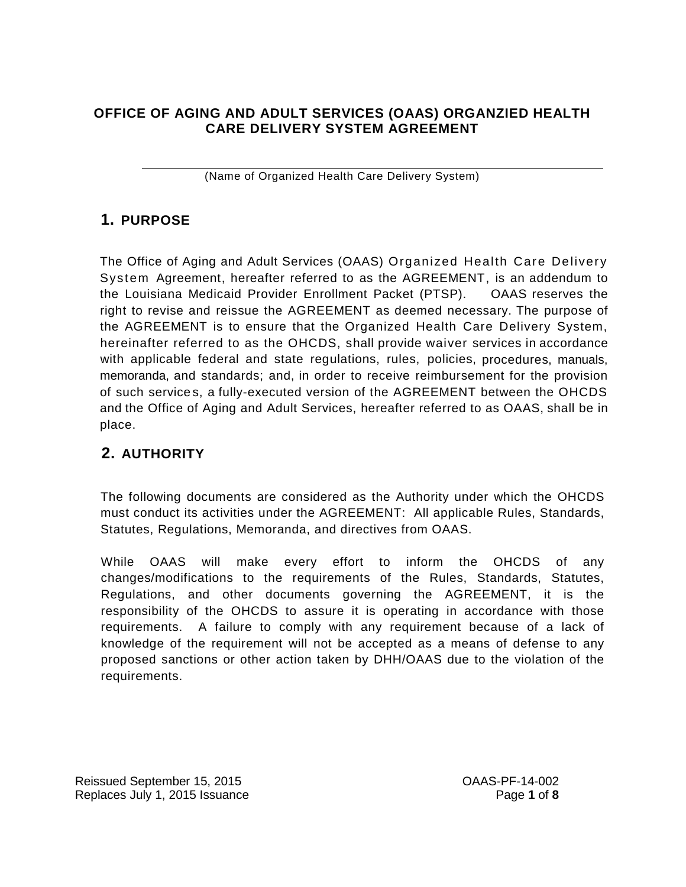# OFFICE OF AGING AND ADULT SERVICES (OAAS) ORGANZIED HEALTH CARE DELIVERY SYSTEM AGREEMENT

\_\_\_\_\_\_\_\_\_\_\_\_\_\_\_\_\_\_\_\_\_\_\_\_\_\_\_\_\_\_\_\_\_\_\_\_\_\_\_\_\_\_\_\_\_\_\_\_\_\_\_\_\_\_\_\_\_\_\_\_\_\_\_\_

(Name of Organized Health Care Delivery System)

## 1. PURPOSE

The Office of Aging and Adult Services (OAAS) Organized Health Care Delivery System Agreement, hereafter referred to as the AGREEMENT, is an addendum to the Louisiana Medicaid Provider Enrollment Packet (PTSP). OAAS reserves the right to revise and reissue the AGREEMENT as deemed necessary. The purpose of the AGREEMENT is to ensure that the Organized Health Care Delivery System, hereinafter referred to as the OHCDS, shall provide waiver services in accordance with applicable federal and state regulations, rules, policies, procedures, manuals, memoranda, and standards; and, in order to receive reimbursement for the provision of such services, a fully-executed version of the AGREEMENT between the OHCDS and the Office of Aging and Adult Services, hereafter referred to as OAAS, shall be in place.

## 2. AUTHORITY

The following documents are considered as the Authority under which the OHCDS must conduct its activities under the AGREEMENT: All applicable Rules, Standards, Statutes, Regulations, Memoranda, and directives from OAAS.

While OAAS will make every effort to inform the OHCDS of any changes/modifications to the requirements of the Rules, Standards, Statutes, Regulations, and other documents governing the AGREEMENT, it is the responsibility of the OHCDS to assure it is operating in accordance with those requirements. A failure to comply with any requirement because of a lack of knowledge of the requirement will not be accepted as a means of defense to any proposed sanctions or other action taken by DHH/OAAS due to the violation of the requirements.

Reissued September 15, 2015
Replaces July 1, 2015 Issuance

OAAS-PF-14-002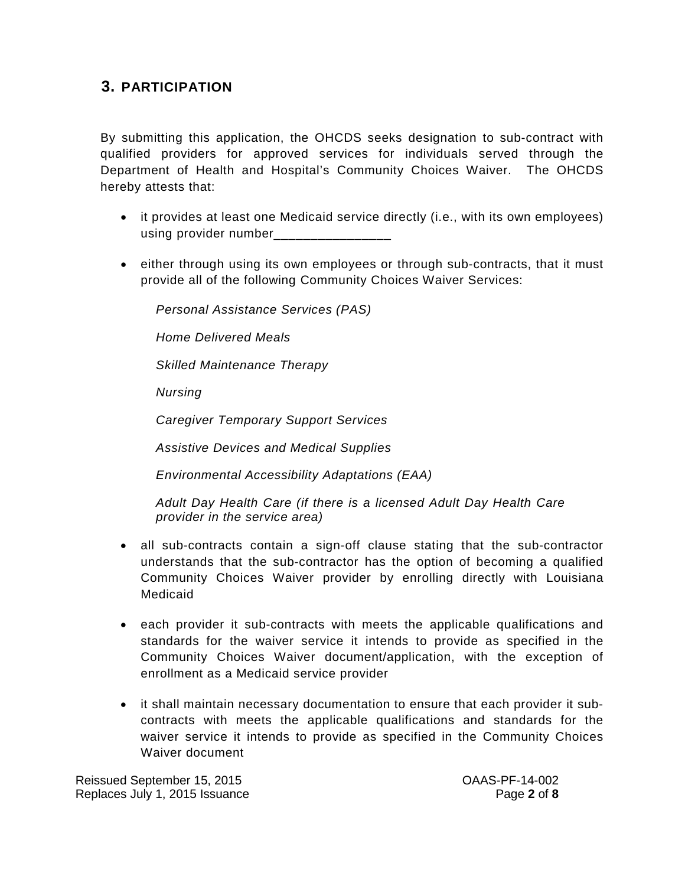## 3. PARTICIPATION

By submitting this application, the OHCDS seeks designation to sub-contract with qualified providers for approved services for individuals served through the Department of Health and Hospital's Community Choices Waiver. The OHCDS hereby attests that:

- it provides at least one Medicaid service directly (i.e., with its own employees) using provider number________________
- either through using its own employees or through sub-contracts, that it must provide all of the following Community Choices Waiver Services:

  *Personal Assistance Services (PAS)*

  *Home Delivered Meals*

  *Skilled Maintenance Therapy*

  *Nursing*

  *Caregiver Temporary Support Services*

  *Assistive Devices and Medical Supplies*

  *Environmental Accessibility Adaptations (EAA)*

  *Adult Day Health Care (if there is a licensed Adult Day Health Care provider in the service area)*

- all sub-contracts contain a sign-off clause stating that the sub-contractor understands that the sub-contractor has the option of becoming a qualified Community Choices Waiver provider by enrolling directly with Louisiana Medicaid
- each provider it sub-contracts with meets the applicable qualifications and standards for the waiver service it intends to provide as specified in the Community Choices Waiver document/application, with the exception of enrollment as a Medicaid service provider
- it shall maintain necessary documentation to ensure that each provider it sub-contracts with meets the applicable qualifications and standards for the waiver service it intends to provide as specified in the Community Choices Waiver document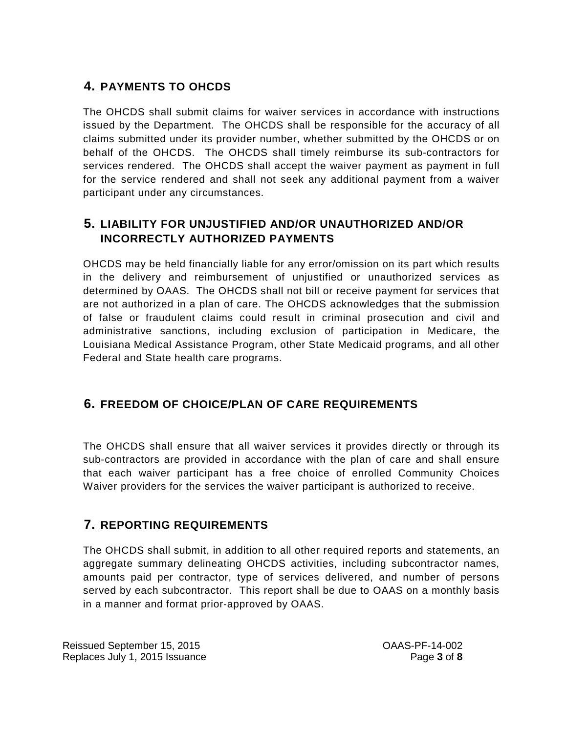## 4. PAYMENTS TO OHCDS

The OHCDS shall submit claims for waiver services in accordance with instructions issued by the Department. The OHCDS shall be responsible for the accuracy of all claims submitted under its provider number, whether submitted by the OHCDS or on behalf of the OHCDS. The OHCDS shall timely reimburse its sub-contractors for services rendered. The OHCDS shall accept the waiver payment as payment in full for the service rendered and shall not seek any additional payment from a waiver participant under any circumstances.

## 5. LIABILITY FOR UNJUSTIFIED AND/OR UNAUTHORIZED AND/OR INCORRECTLY AUTHORIZED PAYMENTS

OHCDS may be held financially liable for any error/omission on its part which results in the delivery and reimbursement of unjustified or unauthorized services as determined by OAAS. The OHCDS shall not bill or receive payment for services that are not authorized in a plan of care. The OHCDS acknowledges that the submission of false or fraudulent claims could result in criminal prosecution and civil and administrative sanctions, including exclusion of participation in Medicare, the Louisiana Medical Assistance Program, other State Medicaid programs, and all other Federal and State health care programs.

## 6. FREEDOM OF CHOICE/PLAN OF CARE REQUIREMENTS

The OHCDS shall ensure that all waiver services it provides directly or through its sub-contractors are provided in accordance with the plan of care and shall ensure that each waiver participant has a free choice of enrolled Community Choices Waiver providers for the services the waiver participant is authorized to receive.

## 7. REPORTING REQUIREMENTS

The OHCDS shall submit, in addition to all other required reports and statements, an aggregate summary delineating OHCDS activities, including subcontractor names, amounts paid per contractor, type of services delivered, and number of persons served by each subcontractor. This report shall be due to OAAS on a monthly basis in a manner and format prior-approved by OAAS.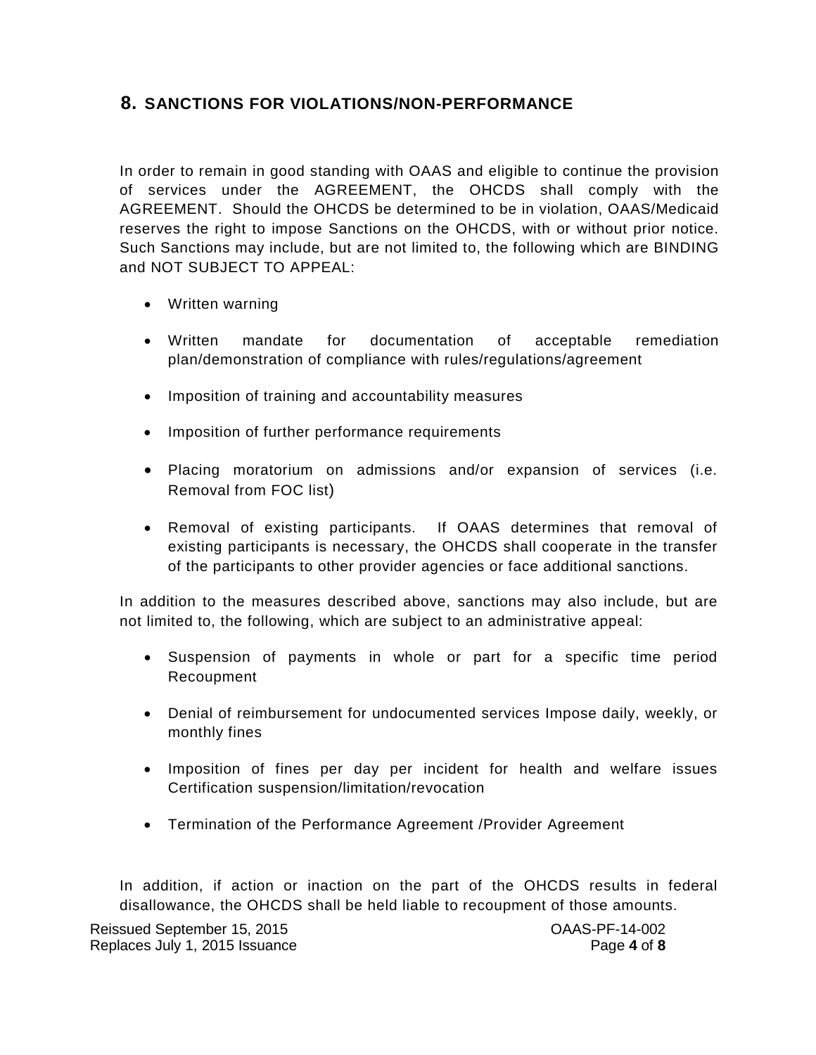## 8. SANCTIONS FOR VIOLATIONS/NON-PERFORMANCE

In order to remain in good standing with OAAS and eligible to continue the provision of services under the AGREEMENT, the OHCDS shall comply with the AGREEMENT. Should the OHCDS be determined to be in violation, OAAS/Medicaid reserves the right to impose Sanctions on the OHCDS, with or without prior notice. Such Sanctions may include, but are not limited to, the following which are BINDING and NOT SUBJECT TO APPEAL:

- Written warning
- Written mandate for documentation of acceptable remediation plan/demonstration of compliance with rules/regulations/agreement
- Imposition of training and accountability measures
- Imposition of further performance requirements
- Placing moratorium on admissions and/or expansion of services (i.e. Removal from FOC list)
- Removal of existing participants. If OAAS determines that removal of existing participants is necessary, the OHCDS shall cooperate in the transfer of the participants to other provider agencies or face additional sanctions.

In addition to the measures described above, sanctions may also include, but are not limited to, the following, which are subject to an administrative appeal:

- Suspension of payments in whole or part for a specific time period Recoupment
- Denial of reimbursement for undocumented services Impose daily, weekly, or monthly fines
- Imposition of fines per day per incident for health and welfare issues Certification suspension/limitation/revocation
- Termination of the Performance Agreement /Provider Agreement

In addition, if action or inaction on the part of the OHCDS results in federal disallowance, the OHCDS shall be held liable to recoupment of those amounts.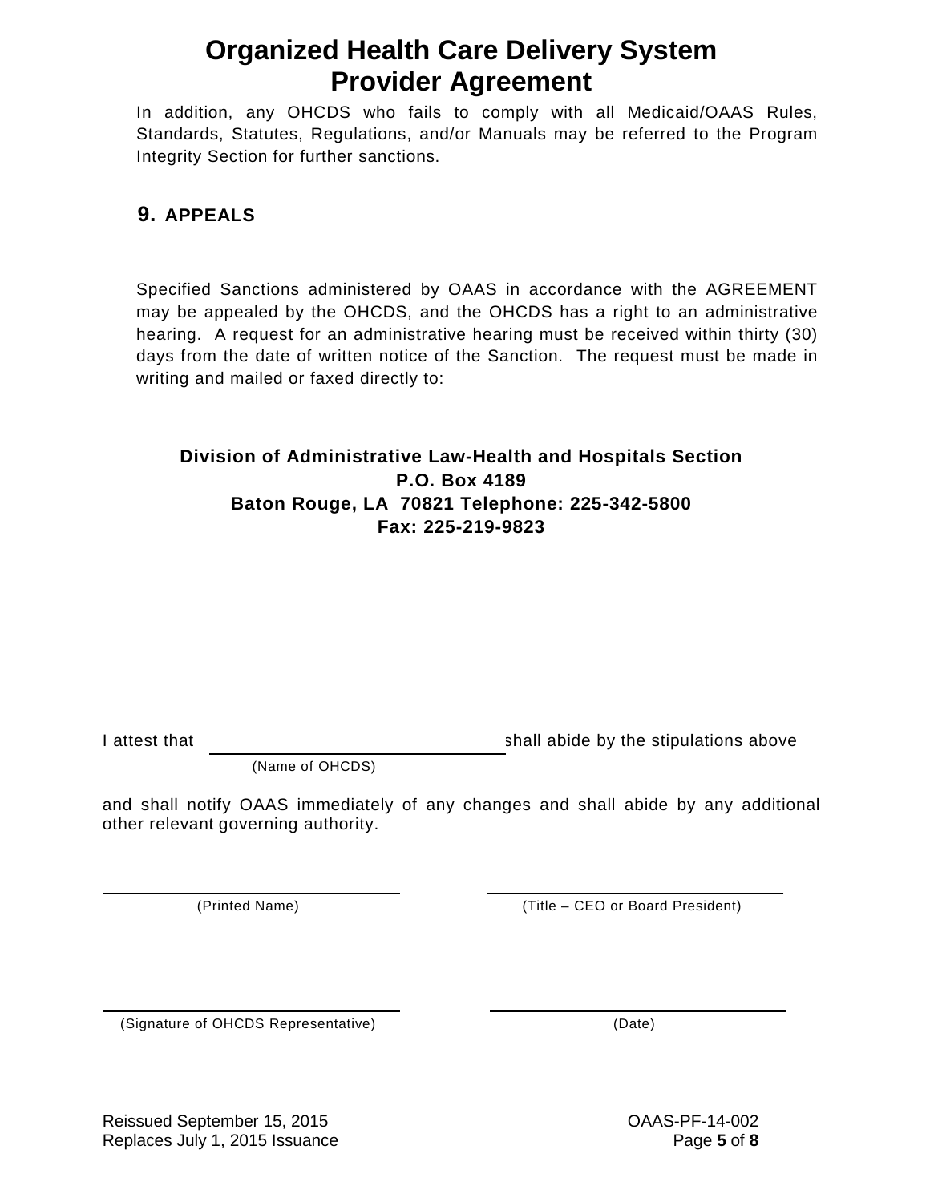# Organized Health Care Delivery System Provider Agreement

In addition, any OHCDS who fails to comply with all Medicaid/OAAS Rules, Standards, Statutes, Regulations, and/or Manuals may be referred to the Program Integrity Section for further sanctions.

## 9. APPEALS

Specified Sanctions administered by OAAS in accordance with the AGREEMENT may be appealed by the OHCDS, and the OHCDS has a right to an administrative hearing. A request for an administrative hearing must be received within thirty (30) days from the date of written notice of the Sanction. The request must be made in writing and mailed or faxed directly to:

**Division of Administrative Law-Health and Hospitals Section**
**P.O. Box 4189**
**Baton Rouge, LA 70821 Telephone: 225-342-5800**
**Fax: 225-219-9823**

I attest that \_\_\_\_\_\_\_\_\_\_\_\_\_\_\_\_\_\_\_\_\_\_\_\_\_\_\_\_\_\_ shall abide by the stipulations above
(Name of OHCDS)

and shall notify OAAS immediately of any changes and shall abide by any additional other relevant governing authority.

\_\_\_\_\_\_\_\_\_\_\_\_\_\_\_\_\_\_\_\_\_\_\_\_\_\_\_\_\_\_ \_\_\_\_\_\_\_\_\_\_\_\_\_\_\_\_\_\_\_\_\_\_\_\_\_\_\_\_\_\_
(Printed Name) (Title – CEO or Board President)

\_\_\_\_\_\_\_\_\_\_\_\_\_\_\_\_\_\_\_\_\_\_\_\_\_\_\_\_\_\_ \_\_\_\_\_\_\_\_\_\_\_\_\_\_\_\_\_\_\_\_\_\_\_\_\_\_\_\_\_\_
(Signature of OHCDS Representative) (Date)

Reissued September 15, 2015
Replaces July 1, 2015 Issuance
OAAS-PF-14-002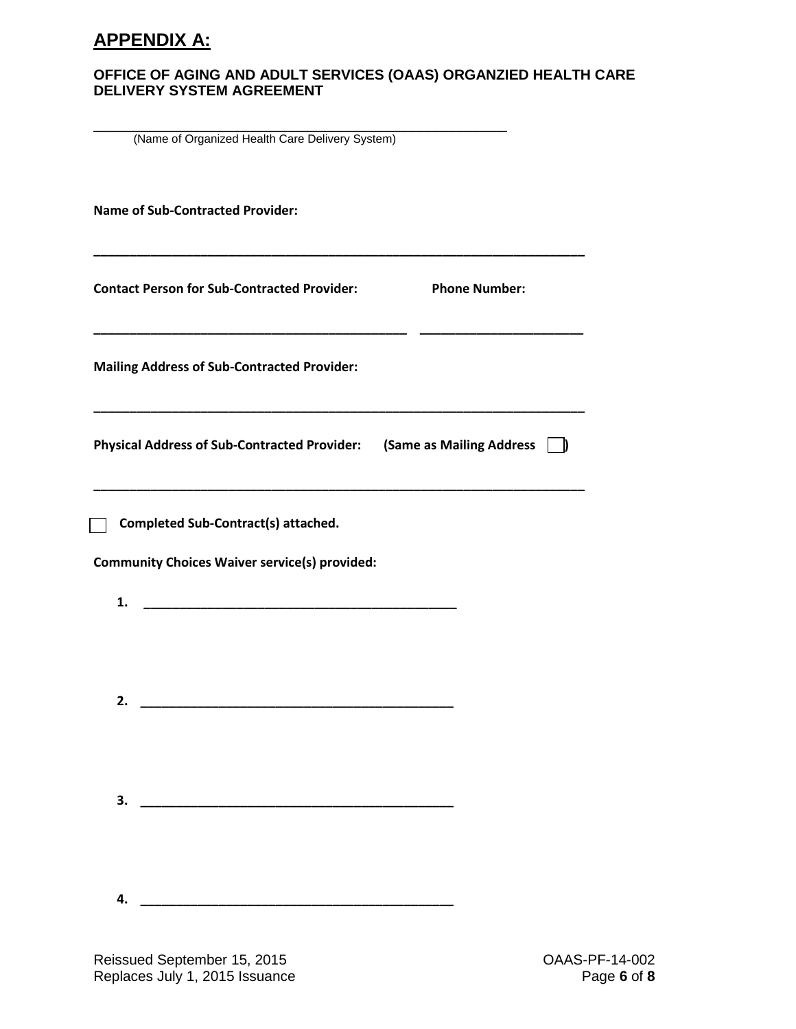# APPENDIX A:

## OFFICE OF AGING AND ADULT SERVICES (OAAS) ORGANZIED HEALTH CARE DELIVERY SYSTEM AGREEMENT

____________________________________________________
(Name of Organized Health Care Delivery System)

**Name of Sub-Contracted Provider:**

____________________________________________________________________

**Contact Person for Sub-Contracted Provider:** **Phone Number:**

__________________________________________ ______________________

**Mailing Address of Sub-Contracted Provider:**

____________________________________________________________________

**Physical Address of Sub-Contracted Provider:** **(Same as Mailing Address ☐)**

____________________________________________________________________

☐ **Completed Sub-Contract(s) attached.**

**Community Choices Waiver service(s) provided:**

1. ____________________________________________

2. ____________________________________________

3. ____________________________________________

4. ____________________________________________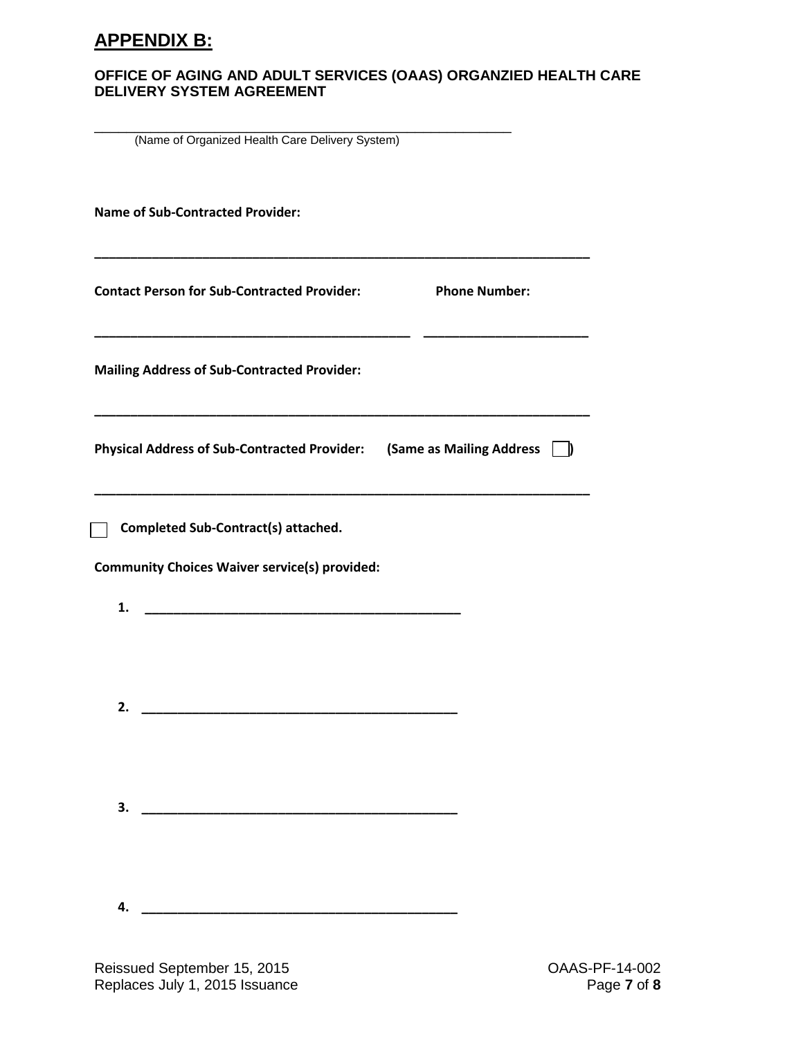# APPENDIX B:

## OFFICE OF AGING AND ADULT SERVICES (OAAS) ORGANZIED HEALTH CARE DELIVERY SYSTEM AGREEMENT

_______________________________________________________
(Name of Organized Health Care Delivery System)

**Name of Sub-Contracted Provider:**

_______________________________________________________________

**Contact Person for Sub-Contracted Provider:** **Phone Number:**

_______________________________________ ____________________

**Mailing Address of Sub-Contracted Provider:**

_______________________________________________________________

**Physical Address of Sub-Contracted Provider:** **(Same as Mailing Address ☐)**

_______________________________________________________________

☐ **Completed Sub-Contract(s) attached.**

**Community Choices Waiver service(s) provided:**

1. ________________________________________

2. ________________________________________

3. ________________________________________

4. ________________________________________

Reissued September 15, 2015
Replaces July 1, 2015 Issuance

OAAS-PF-14-002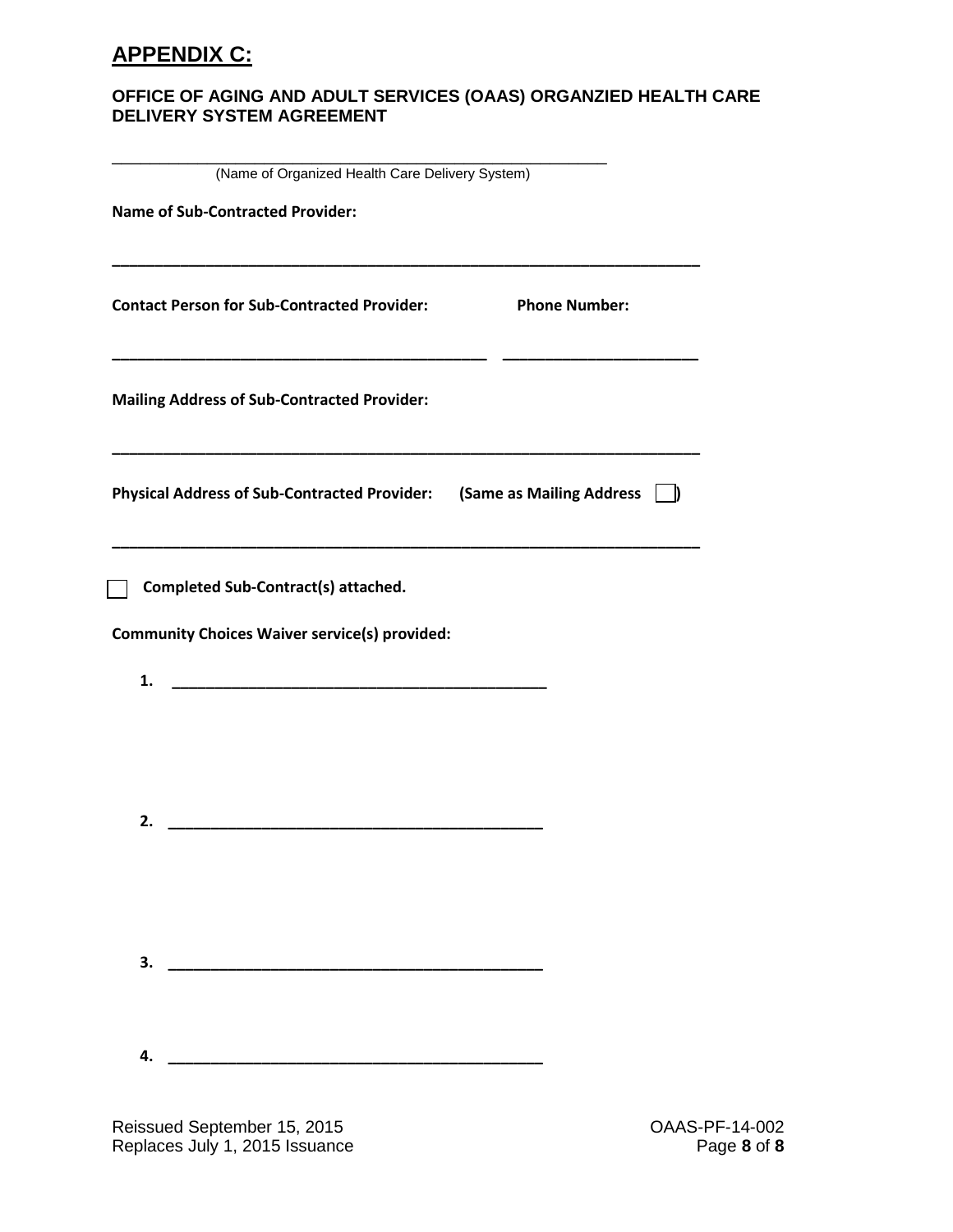# APPENDIX C:

## OFFICE OF AGING AND ADULT SERVICES (OAAS) ORGANZIED HEALTH CARE DELIVERY SYSTEM AGREEMENT

______________________________________________________
(Name of Organized Health Care Delivery System)

**Name of Sub-Contracted Provider:**

______________________________________________________________________

**Contact Person for Sub-Contracted Provider:** **Phone Number:**

____________________________________________ ______________________

**Mailing Address of Sub-Contracted Provider:**

______________________________________________________________________

**Physical Address of Sub-Contracted Provider:** **(Same as Mailing Address ☐)**

______________________________________________________________________

☐ **Completed Sub-Contract(s) attached.**

**Community Choices Waiver service(s) provided:**

1. ____________________________________________

2. ____________________________________________

3. ____________________________________________

4. ____________________________________________

Reissued September 15, 2015
Replaces July 1, 2015 Issuance

OAAS-PF-14-002